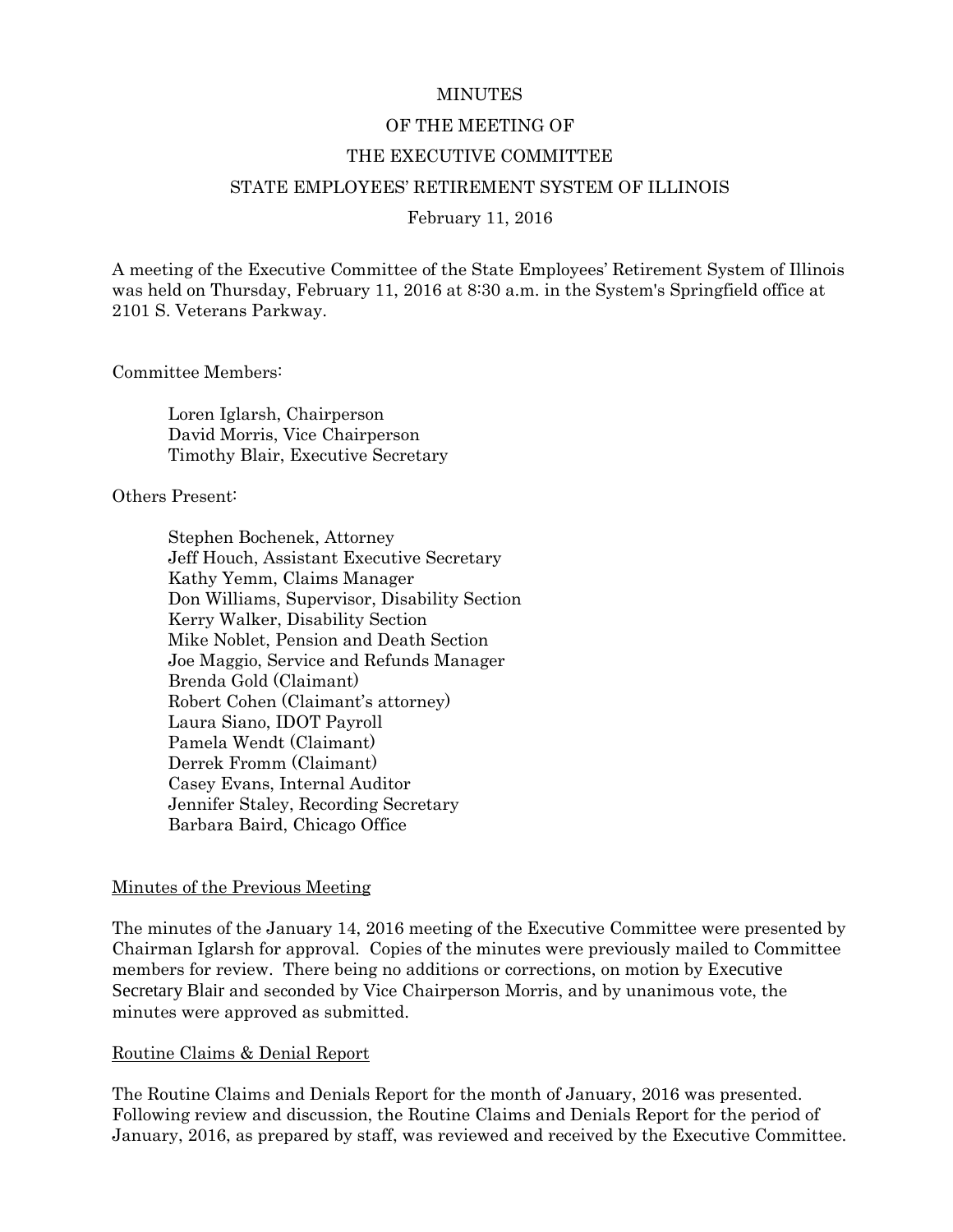# MINUTES
# OF THE MEETING OF
# THE EXECUTIVE COMMITTEE
# STATE EMPLOYEES' RETIREMENT SYSTEM OF ILLINOIS

February 11, 2016

A meeting of the Executive Committee of the State Employees' Retirement System of Illinois was held on Thursday, February 11, 2016 at 8:30 a.m. in the System's Springfield office at 2101 S. Veterans Parkway.

Committee Members:

Loren Iglarsh, Chairperson
David Morris, Vice Chairperson
Timothy Blair, Executive Secretary

Others Present:

Stephen Bochenek, Attorney
Jeff Houch, Assistant Executive Secretary
Kathy Yemm, Claims Manager
Don Williams, Supervisor, Disability Section
Kerry Walker, Disability Section
Mike Noblet, Pension and Death Section
Joe Maggio, Service and Refunds Manager
Brenda Gold (Claimant)
Robert Cohen (Claimant's attorney)
Laura Siano, IDOT Payroll
Pamela Wendt (Claimant)
Derrek Fromm (Claimant)
Casey Evans, Internal Auditor
Jennifer Staley, Recording Secretary
Barbara Baird, Chicago Office

## Minutes of the Previous Meeting

The minutes of the January 14, 2016 meeting of the Executive Committee were presented by Chairman Iglarsh for approval. Copies of the minutes were previously mailed to Committee members for review. There being no additions or corrections, on motion by Executive Secretary Blair and seconded by Vice Chairperson Morris, and by unanimous vote, the minutes were approved as submitted.

## Routine Claims & Denial Report

The Routine Claims and Denials Report for the month of January, 2016 was presented. Following review and discussion, the Routine Claims and Denials Report for the period of January, 2016, as prepared by staff, was reviewed and received by the Executive Committee.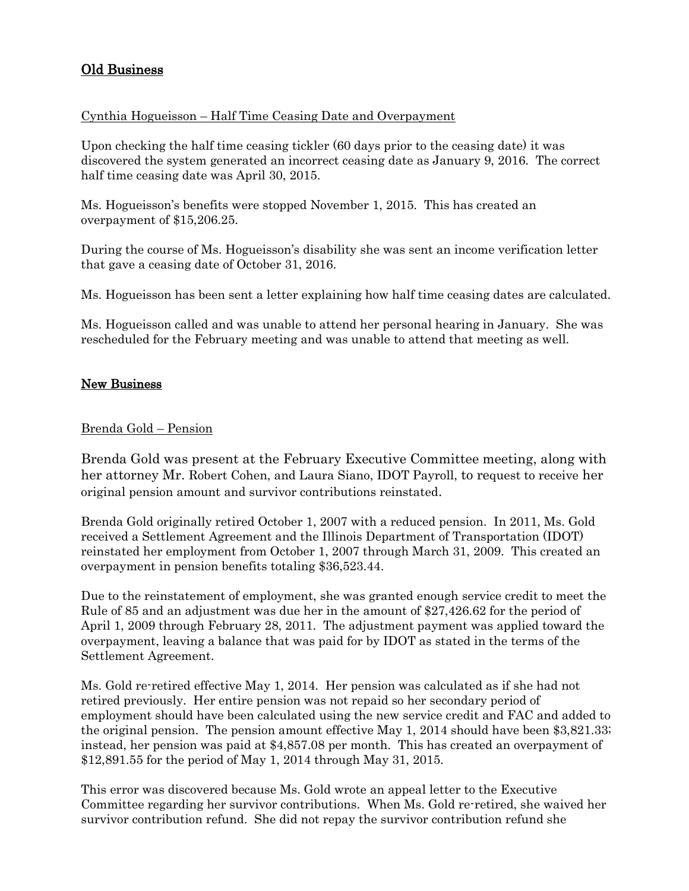## Old Business

Cynthia Hogueisson – Half Time Ceasing Date and Overpayment

Upon checking the half time ceasing tickler (60 days prior to the ceasing date) it was discovered the system generated an incorrect ceasing date as January 9, 2016. The correct half time ceasing date was April 30, 2015.

Ms. Hogueisson's benefits were stopped November 1, 2015. This has created an overpayment of $15,206.25.

During the course of Ms. Hogueisson's disability she was sent an income verification letter that gave a ceasing date of October 31, 2016.

Ms. Hogueisson has been sent a letter explaining how half time ceasing dates are calculated.

Ms. Hogueisson called and was unable to attend her personal hearing in January. She was rescheduled for the February meeting and was unable to attend that meeting as well.

## New Business

Brenda Gold – Pension

Brenda Gold was present at the February Executive Committee meeting, along with her attorney Mr. Robert Cohen, and Laura Siano, IDOT Payroll, to request to receive her original pension amount and survivor contributions reinstated.

Brenda Gold originally retired October 1, 2007 with a reduced pension. In 2011, Ms. Gold received a Settlement Agreement and the Illinois Department of Transportation (IDOT) reinstated her employment from October 1, 2007 through March 31, 2009. This created an overpayment in pension benefits totaling $36,523.44.

Due to the reinstatement of employment, she was granted enough service credit to meet the Rule of 85 and an adjustment was due her in the amount of $27,426.62 for the period of April 1, 2009 through February 28, 2011. The adjustment payment was applied toward the overpayment, leaving a balance that was paid for by IDOT as stated in the terms of the Settlement Agreement.

Ms. Gold re-retired effective May 1, 2014. Her pension was calculated as if she had not retired previously. Her entire pension was not repaid so her secondary period of employment should have been calculated using the new service credit and FAC and added to the original pension. The pension amount effective May 1, 2014 should have been $3,821.33; instead, her pension was paid at $4,857.08 per month. This has created an overpayment of $12,891.55 for the period of May 1, 2014 through May 31, 2015.

This error was discovered because Ms. Gold wrote an appeal letter to the Executive Committee regarding her survivor contributions. When Ms. Gold re-retired, she waived her survivor contribution refund. She did not repay the survivor contribution refund she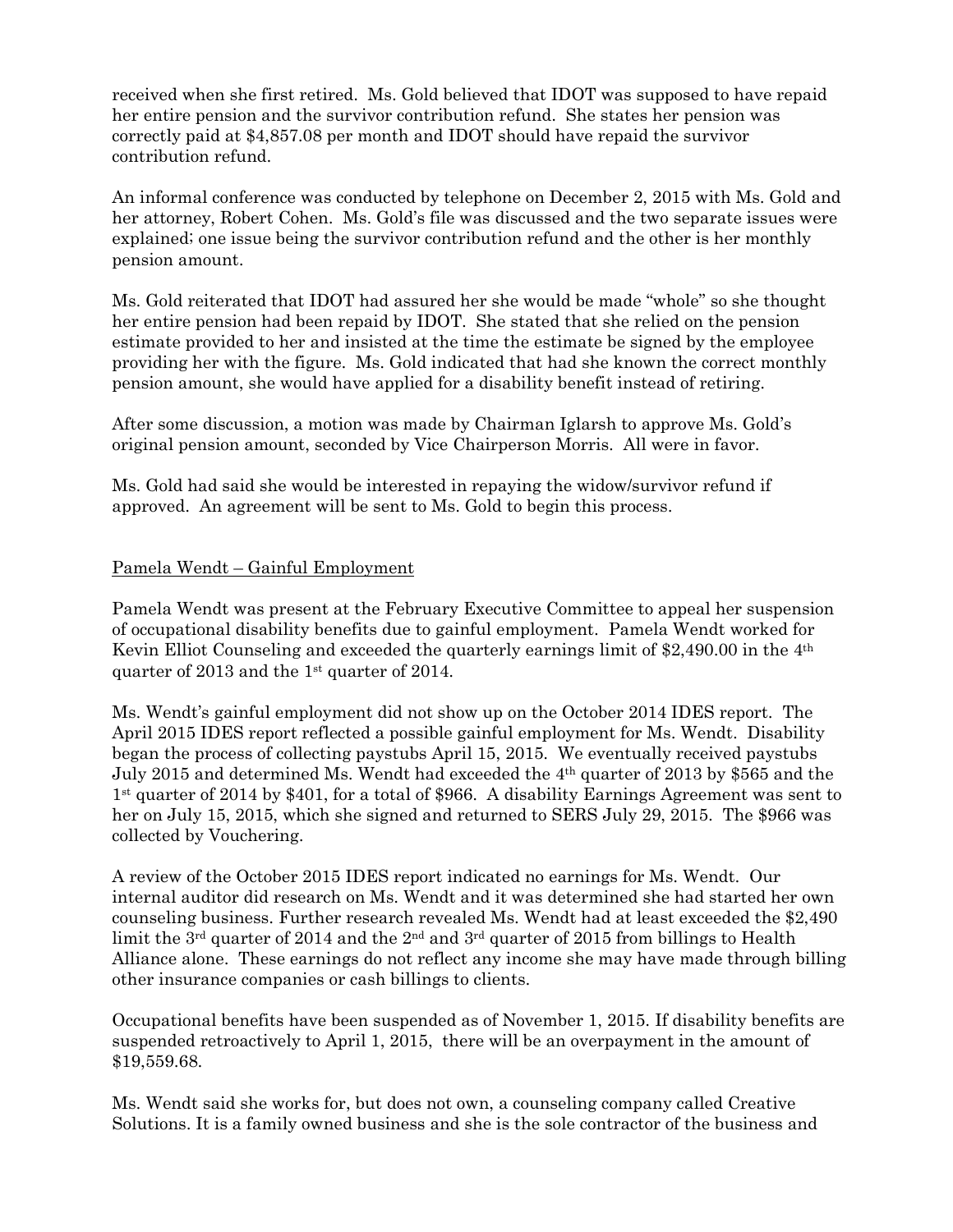received when she first retired. Ms. Gold believed that IDOT was supposed to have repaid her entire pension and the survivor contribution refund. She states her pension was correctly paid at $4,857.08 per month and IDOT should have repaid the survivor contribution refund.

An informal conference was conducted by telephone on December 2, 2015 with Ms. Gold and her attorney, Robert Cohen. Ms. Gold's file was discussed and the two separate issues were explained; one issue being the survivor contribution refund and the other is her monthly pension amount.

Ms. Gold reiterated that IDOT had assured her she would be made "whole" so she thought her entire pension had been repaid by IDOT. She stated that she relied on the pension estimate provided to her and insisted at the time the estimate be signed by the employee providing her with the figure. Ms. Gold indicated that had she known the correct monthly pension amount, she would have applied for a disability benefit instead of retiring.

After some discussion, a motion was made by Chairman Iglarsh to approve Ms. Gold's original pension amount, seconded by Vice Chairperson Morris. All were in favor.

Ms. Gold had said she would be interested in repaying the widow/survivor refund if approved. An agreement will be sent to Ms. Gold to begin this process.

Pamela Wendt – Gainful Employment

Pamela Wendt was present at the February Executive Committee to appeal her suspension of occupational disability benefits due to gainful employment. Pamela Wendt worked for Kevin Elliot Counseling and exceeded the quarterly earnings limit of $2,490.00 in the 4th quarter of 2013 and the 1st quarter of 2014.

Ms. Wendt's gainful employment did not show up on the October 2014 IDES report. The April 2015 IDES report reflected a possible gainful employment for Ms. Wendt. Disability began the process of collecting paystubs April 15, 2015. We eventually received paystubs July 2015 and determined Ms. Wendt had exceeded the 4th quarter of 2013 by $565 and the 1st quarter of 2014 by $401, for a total of $966. A disability Earnings Agreement was sent to her on July 15, 2015, which she signed and returned to SERS July 29, 2015. The $966 was collected by Vouchering.

A review of the October 2015 IDES report indicated no earnings for Ms. Wendt. Our internal auditor did research on Ms. Wendt and it was determined she had started her own counseling business. Further research revealed Ms. Wendt had at least exceeded the $2,490 limit the 3rd quarter of 2014 and the 2nd and 3rd quarter of 2015 from billings to Health Alliance alone. These earnings do not reflect any income she may have made through billing other insurance companies or cash billings to clients.

Occupational benefits have been suspended as of November 1, 2015. If disability benefits are suspended retroactively to April 1, 2015, there will be an overpayment in the amount of $19,559.68.

Ms. Wendt said she works for, but does not own, a counseling company called Creative Solutions. It is a family owned business and she is the sole contractor of the business and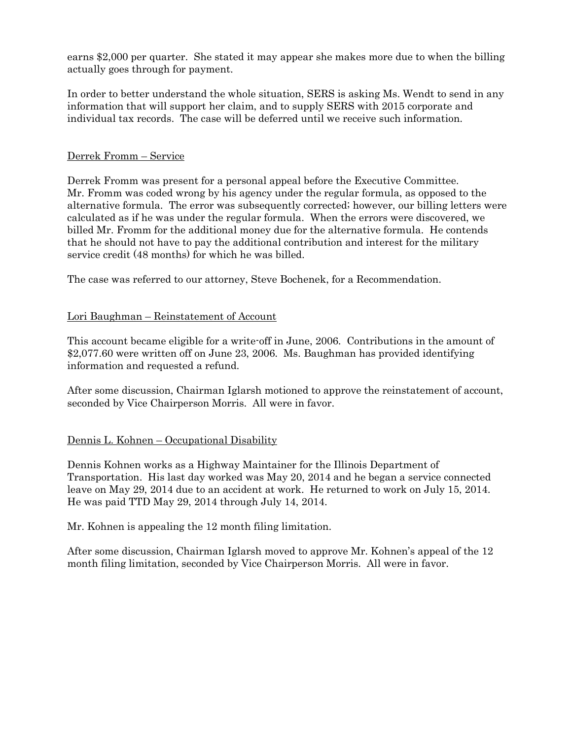earns $2,000 per quarter. She stated it may appear she makes more due to when the billing actually goes through for payment.

In order to better understand the whole situation, SERS is asking Ms. Wendt to send in any information that will support her claim, and to supply SERS with 2015 corporate and individual tax records. The case will be deferred until we receive such information.

<u>Derrek Fromm – Service</u>

Derrek Fromm was present for a personal appeal before the Executive Committee. Mr. Fromm was coded wrong by his agency under the regular formula, as opposed to the alternative formula. The error was subsequently corrected; however, our billing letters were calculated as if he was under the regular formula. When the errors were discovered, we billed Mr. Fromm for the additional money due for the alternative formula. He contends that he should not have to pay the additional contribution and interest for the military service credit (48 months) for which he was billed.

The case was referred to our attorney, Steve Bochenek, for a Recommendation.

<u>Lori Baughman – Reinstatement of Account</u>

This account became eligible for a write-off in June, 2006. Contributions in the amount of $2,077.60 were written off on June 23, 2006. Ms. Baughman has provided identifying information and requested a refund.

After some discussion, Chairman Iglarsh motioned to approve the reinstatement of account, seconded by Vice Chairperson Morris. All were in favor.

<u>Dennis L. Kohnen – Occupational Disability</u>

Dennis Kohnen works as a Highway Maintainer for the Illinois Department of Transportation. His last day worked was May 20, 2014 and he began a service connected leave on May 29, 2014 due to an accident at work. He returned to work on July 15, 2014. He was paid TTD May 29, 2014 through July 14, 2014.

Mr. Kohnen is appealing the 12 month filing limitation.

After some discussion, Chairman Iglarsh moved to approve Mr. Kohnen's appeal of the 12 month filing limitation, seconded by Vice Chairperson Morris. All were in favor.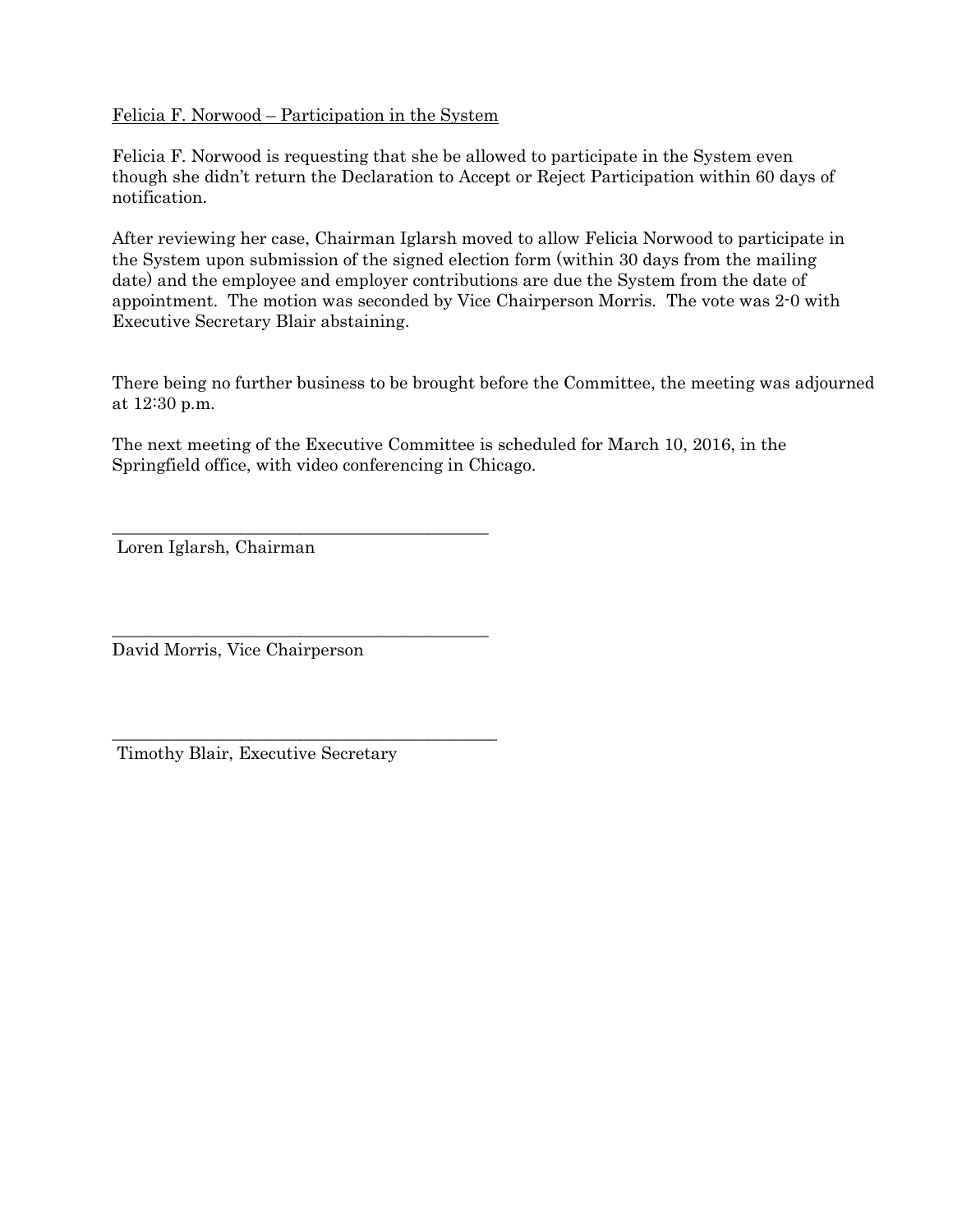Felicia F. Norwood – Participation in the System

Felicia F. Norwood is requesting that she be allowed to participate in the System even though she didn't return the Declaration to Accept or Reject Participation within 60 days of notification.

After reviewing her case, Chairman Iglarsh moved to allow Felicia Norwood to participate in the System upon submission of the signed election form (within 30 days from the mailing date) and the employee and employer contributions are due the System from the date of appointment. The motion was seconded by Vice Chairperson Morris. The vote was 2-0 with Executive Secretary Blair abstaining.

There being no further business to be brought before the Committee, the meeting was adjourned at 12:30 p.m.

The next meeting of the Executive Committee is scheduled for March 10, 2016, in the Springfield office, with video conferencing in Chicago.

______________________________________________
Loren Iglarsh, Chairman

______________________________________________
David Morris, Vice Chairperson

______________________________________________
Timothy Blair, Executive Secretary